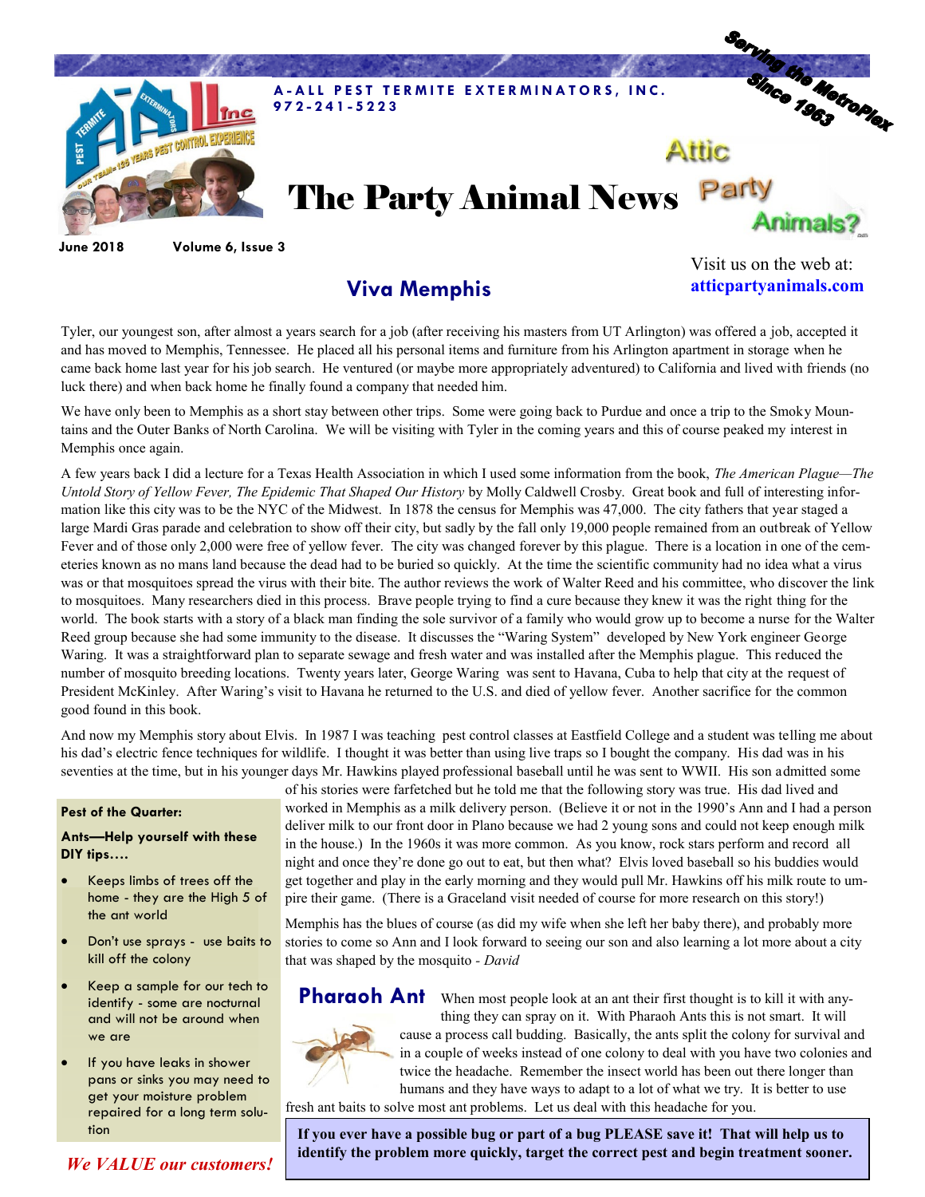**A-ALL PEST TERMITE EXTERMINATORS, INC.**
**972-241-5223**

Serving the MetroPlex Since 1963

# The Party Animal News

Attic Party Animals?

June 2018 Volume 6, Issue 3

Visit us on the web at:
**atticpartyanimals.com**

## Viva Memphis

Tyler, our youngest son, after almost a years search for a job (after receiving his masters from UT Arlington) was offered a job, accepted it and has moved to Memphis, Tennessee. He placed all his personal items and furniture from his Arlington apartment in storage when he came back home last year for his job search. He ventured (or maybe more appropriately adventured) to California and lived with friends (no luck there) and when back home he finally found a company that needed him.

We have only been to Memphis as a short stay between other trips. Some were going back to Purdue and once a trip to the Smoky Mountains and the Outer Banks of North Carolina. We will be visiting with Tyler in the coming years and this of course peaked my interest in Memphis once again.

A few years back I did a lecture for a Texas Health Association in which I used some information from the book, *The American Plague—The Untold Story of Yellow Fever, The Epidemic That Shaped Our History* by Molly Caldwell Crosby. Great book and full of interesting information like this city was to be the NYC of the Midwest. In 1878 the census for Memphis was 47,000. The city fathers that year staged a large Mardi Gras parade and celebration to show off their city, but sadly by the fall only 19,000 people remained from an outbreak of Yellow Fever and of those only 2,000 were free of yellow fever. The city was changed forever by this plague. There is a location in one of the cemeteries known as no mans land because the dead had to be buried so quickly. At the time the scientific community had no idea what a virus was or that mosquitoes spread the virus with their bite. The author reviews the work of Walter Reed and his committee, who discover the link to mosquitoes. Many researchers died in this process. Brave people trying to find a cure because they knew it was the right thing for the world. The book starts with a story of a black man finding the sole survivor of a family who would grow up to become a nurse for the Walter Reed group because she had some immunity to the disease. It discusses the "Waring System" developed by New York engineer George Waring. It was a straightforward plan to separate sewage and fresh water and was installed after the Memphis plague. This reduced the number of mosquito breeding locations. Twenty years later, George Waring was sent to Havana, Cuba to help that city at the request of President McKinley. After Waring's visit to Havana he returned to the U.S. and died of yellow fever. Another sacrifice for the common good found in this book.

And now my Memphis story about Elvis. In 1987 I was teaching pest control classes at Eastfield College and a student was telling me about his dad's electric fence techniques for wildlife. I thought it was better than using live traps so I bought the company. His dad was in his seventies at the time, but in his younger days Mr. Hawkins played professional baseball until he was sent to WWII. His son admitted some of his stories were farfetched but he told me that the following story was true. His dad lived and worked in Memphis as a milk delivery person. (Believe it or not in the 1990's Ann and I had a person deliver milk to our front door in Plano because we had 2 young sons and could not keep enough milk in the house.) In the 1960s it was more common. As you know, rock stars perform and record all night and once they're done go out to eat, but then what? Elvis loved baseball so his buddies would get together and play in the early morning and they would pull Mr. Hawkins off his milk route to umpire their game. (There is a Graceland visit needed of course for more research on this story!)

Memphis has the blues of course (as did my wife when she left her baby there), and probably more stories to come so Ann and I look forward to seeing our son and also learning a lot more about a city that was shaped by the mosquito - *David*

**Pest of the Quarter:**

**Ants—Help yourself with these DIY tips….**

- Keeps limbs of trees off the home - they are the High 5 of the ant world
- Don't use sprays - use baits to kill off the colony
- Keep a sample for our tech to identify - some are nocturnal and will not be around when we are
- If you have leaks in shower pans or sinks you may need to get your moisture problem repaired for a long term solution

***We VALUE our customers!***

## Pharaoh Ant

When most people look at an ant their first thought is to kill it with anything they can spray on it. With Pharaoh Ants this is not smart. It will cause a process call budding. Basically, the ants split the colony for survival and in a couple of weeks instead of one colony to deal with you have two colonies and twice the headache. Remember the insect world has been out there longer than humans and they have ways to adapt to a lot of what we try. It is better to use fresh ant baits to solve most ant problems. Let us deal with this headache for you.

**If you ever have a possible bug or part of a bug PLEASE save it! That will help us to identify the problem more quickly, target the correct pest and begin treatment sooner.**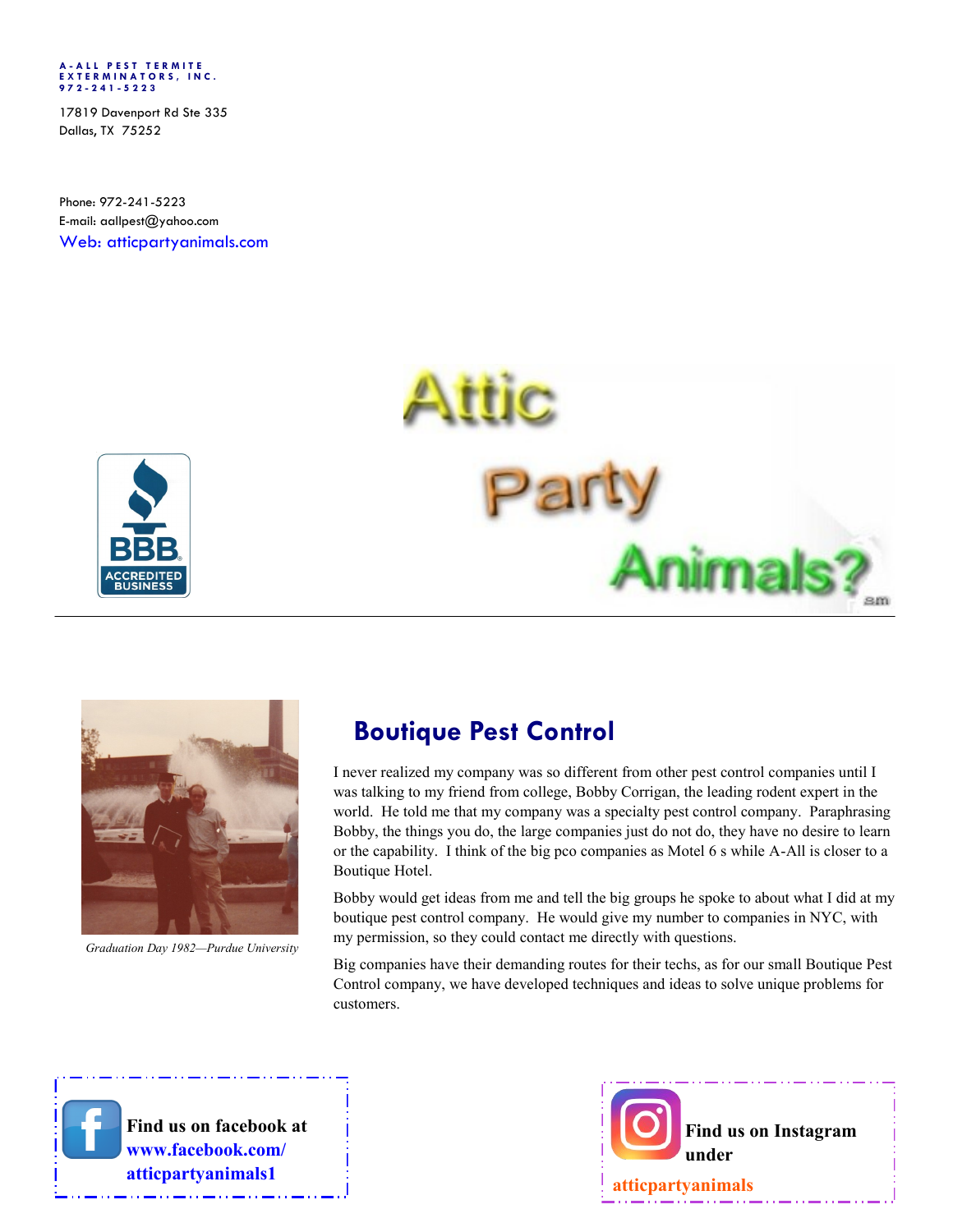A-ALL PEST TERMITE EXTERMINATORS, INC.
972-241-5223

17819 Davenport Rd Ste 335
Dallas, TX 75252

Phone: 972-241-5223
E-mail: aallpest@yahoo.com
Web: atticpartyanimals.com

Attic Party Animals?

*Graduation Day 1982—Purdue University*

## Boutique Pest Control

I never realized my company was so different from other pest control companies until I was talking to my friend from college, Bobby Corrigan, the leading rodent expert in the world. He told me that my company was a specialty pest control company. Paraphrasing Bobby, the things you do, the large companies just do not do, they have no desire to learn or the capability. I think of the big pco companies as Motel 6 s while A-All is closer to a Boutique Hotel.

Bobby would get ideas from me and tell the big groups he spoke to about what I did at my boutique pest control company. He would give my number to companies in NYC, with my permission, so they could contact me directly with questions.

Big companies have their demanding routes for their techs, as for our small Boutique Pest Control company, we have developed techniques and ideas to solve unique problems for customers.

**Find us on facebook at www.facebook.com/atticpartyanimals1**

**Find us on Instagram under atticpartyanimals**